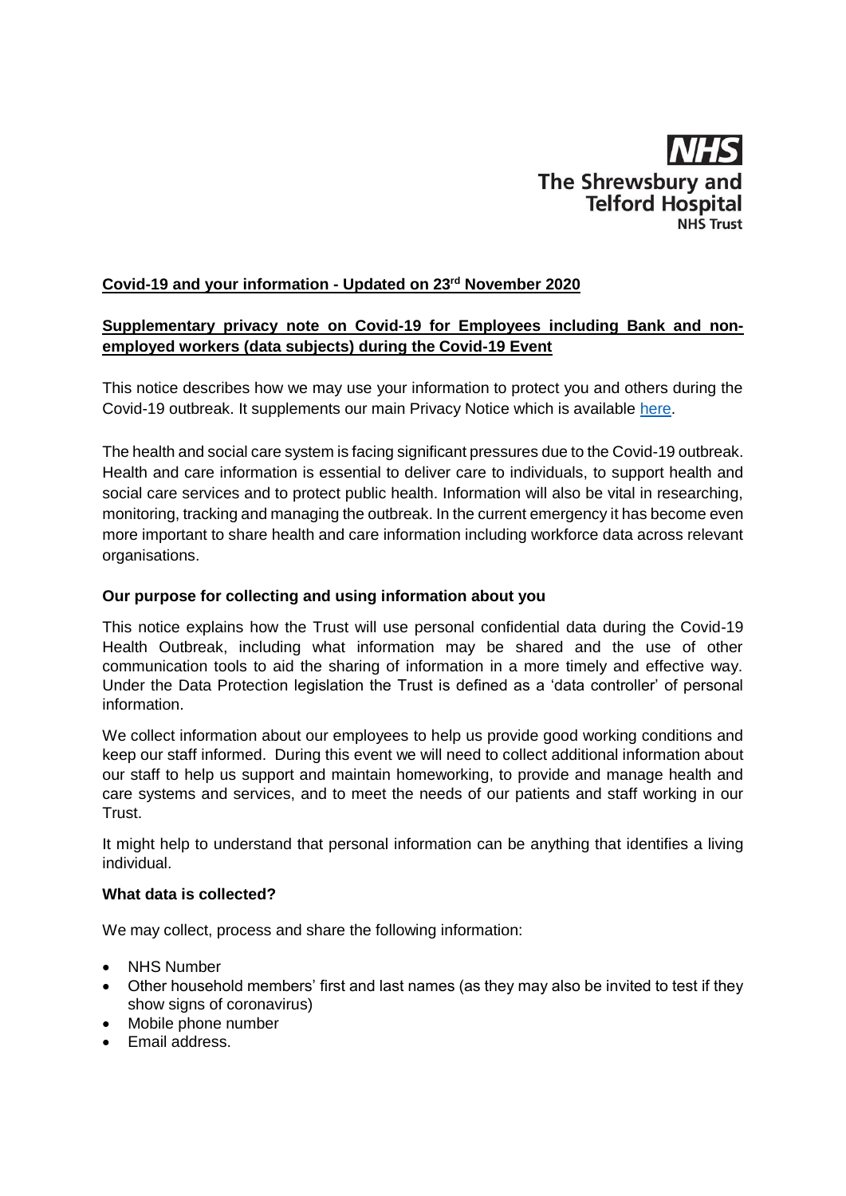NHS
The Shrewsbury and Telford Hospital
NHS Trust

## **Covid-19 and your information - Updated on 23rd November 2020**

## **Supplementary privacy note on Covid-19 for Employees including Bank and non-employed workers (data subjects) during the Covid-19 Event**

This notice describes how we may use your information to protect you and others during the Covid-19 outbreak. It supplements our main Privacy Notice which is available [here](here).

The health and social care system is facing significant pressures due to the Covid-19 outbreak. Health and care information is essential to deliver care to individuals, to support health and social care services and to protect public health. Information will also be vital in researching, monitoring, tracking and managing the outbreak. In the current emergency it has become even more important to share health and care information including workforce data across relevant organisations.

### **Our purpose for collecting and using information about you**

This notice explains how the Trust will use personal confidential data during the Covid-19 Health Outbreak, including what information may be shared and the use of other communication tools to aid the sharing of information in a more timely and effective way. Under the Data Protection legislation the Trust is defined as a 'data controller' of personal information.

We collect information about our employees to help us provide good working conditions and keep our staff informed. During this event we will need to collect additional information about our staff to help us support and maintain homeworking, to provide and manage health and care systems and services, and to meet the needs of our patients and staff working in our Trust.

It might help to understand that personal information can be anything that identifies a living individual.

### **What data is collected?**

We may collect, process and share the following information:

- NHS Number
- Other household members' first and last names (as they may also be invited to test if they show signs of coronavirus)
- Mobile phone number
- Email address.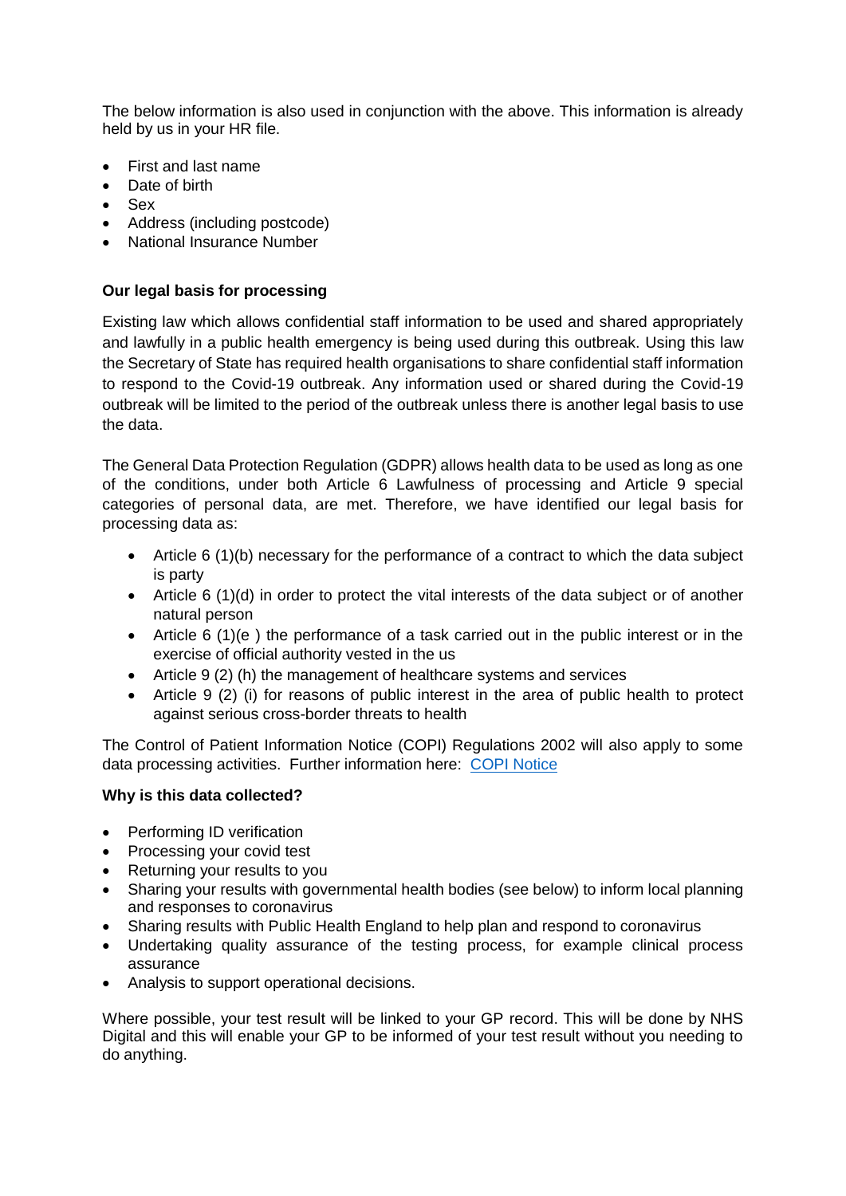The below information is also used in conjunction with the above. This information is already held by us in your HR file.

- First and last name
- Date of birth
- Sex
- Address (including postcode)
- National Insurance Number

**Our legal basis for processing**

Existing law which allows confidential staff information to be used and shared appropriately and lawfully in a public health emergency is being used during this outbreak. Using this law the Secretary of State has required health organisations to share confidential staff information to respond to the Covid-19 outbreak. Any information used or shared during the Covid-19 outbreak will be limited to the period of the outbreak unless there is another legal basis to use the data.

The General Data Protection Regulation (GDPR) allows health data to be used as long as one of the conditions, under both Article 6 Lawfulness of processing and Article 9 special categories of personal data, are met. Therefore, we have identified our legal basis for processing data as:

- Article 6 (1)(b) necessary for the performance of a contract to which the data subject is party
- Article 6 (1)(d) in order to protect the vital interests of the data subject or of another natural person
- Article 6 (1)(e ) the performance of a task carried out in the public interest or in the exercise of official authority vested in the us
- Article 9 (2) (h) the management of healthcare systems and services
- Article 9 (2) (i) for reasons of public interest in the area of public health to protect against serious cross-border threats to health

The Control of Patient Information Notice (COPI) Regulations 2002 will also apply to some data processing activities. Further information here: [COPI Notice]

**Why is this data collected?**

- Performing ID verification
- Processing your covid test
- Returning your results to you
- Sharing your results with governmental health bodies (see below) to inform local planning and responses to coronavirus
- Sharing results with Public Health England to help plan and respond to coronavirus
- Undertaking quality assurance of the testing process, for example clinical process assurance
- Analysis to support operational decisions.

Where possible, your test result will be linked to your GP record. This will be done by NHS Digital and this will enable your GP to be informed of your test result without you needing to do anything.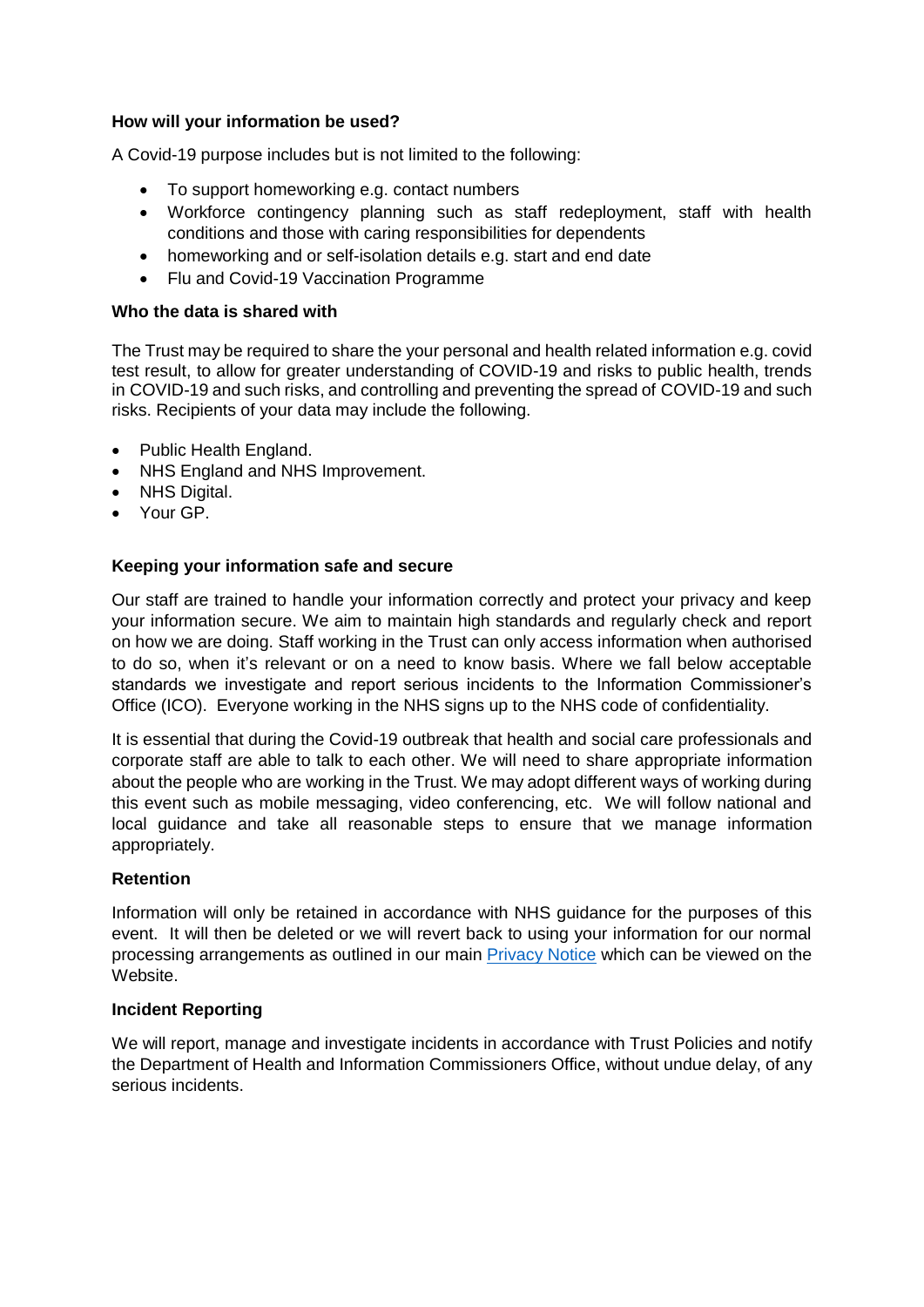**How will your information be used?**

A Covid-19 purpose includes but is not limited to the following:

- To support homeworking e.g. contact numbers
- Workforce contingency planning such as staff redeployment, staff with health conditions and those with caring responsibilities for dependents
- homeworking and or self-isolation details e.g. start and end date
- Flu and Covid-19 Vaccination Programme

**Who the data is shared with**

The Trust may be required to share the your personal and health related information e.g. covid test result, to allow for greater understanding of COVID-19 and risks to public health, trends in COVID-19 and such risks, and controlling and preventing the spread of COVID-19 and such risks. Recipients of your data may include the following.

- Public Health England.
- NHS England and NHS Improvement.
- NHS Digital.
- Your GP.

**Keeping your information safe and secure**

Our staff are trained to handle your information correctly and protect your privacy and keep your information secure. We aim to maintain high standards and regularly check and report on how we are doing. Staff working in the Trust can only access information when authorised to do so, when it's relevant or on a need to know basis. Where we fall below acceptable standards we investigate and report serious incidents to the Information Commissioner's Office (ICO). Everyone working in the NHS signs up to the NHS code of confidentiality.

It is essential that during the Covid-19 outbreak that health and social care professionals and corporate staff are able to talk to each other. We will need to share appropriate information about the people who are working in the Trust. We may adopt different ways of working during this event such as mobile messaging, video conferencing, etc. We will follow national and local guidance and take all reasonable steps to ensure that we manage information appropriately.

**Retention**

Information will only be retained in accordance with NHS guidance for the purposes of this event. It will then be deleted or we will revert back to using your information for our normal processing arrangements as outlined in our main Privacy Notice which can be viewed on the Website.

**Incident Reporting**

We will report, manage and investigate incidents in accordance with Trust Policies and notify the Department of Health and Information Commissioners Office, without undue delay, of any serious incidents.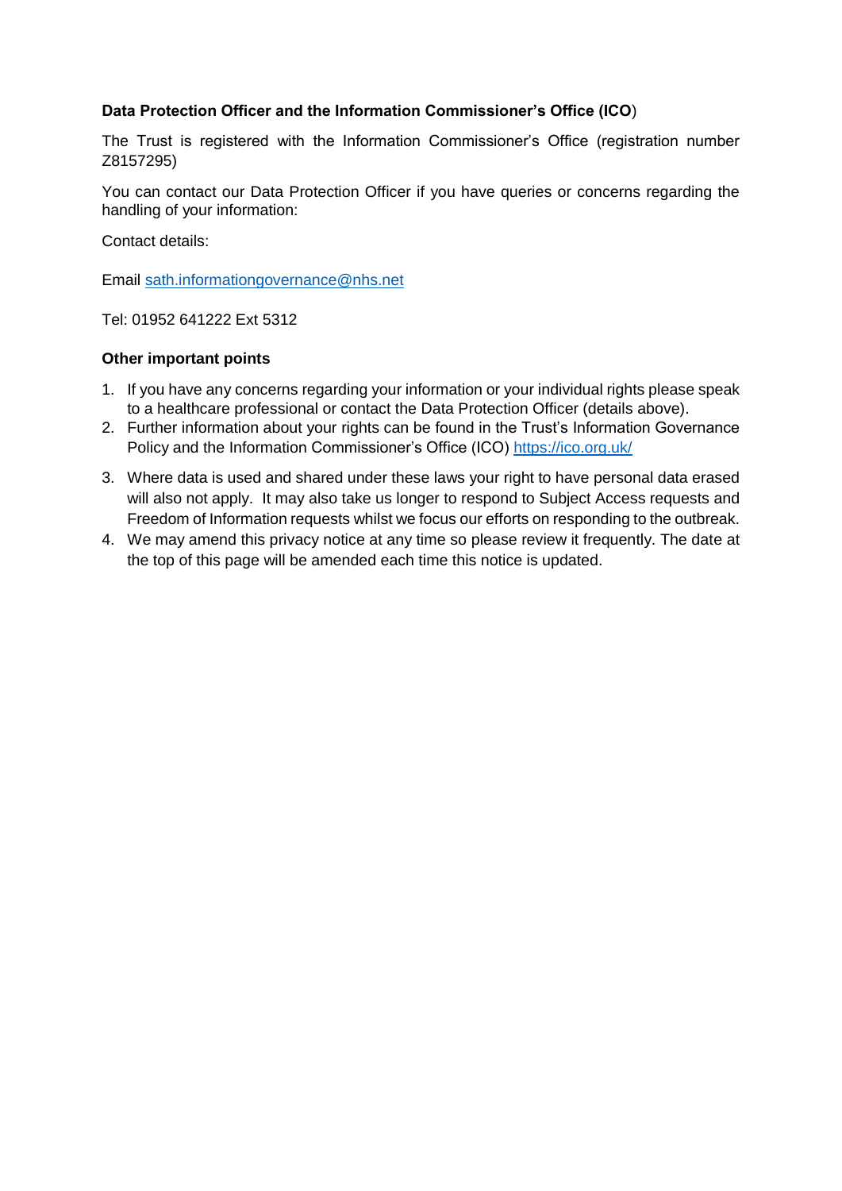**Data Protection Officer and the Information Commissioner's Office (ICO)**

The Trust is registered with the Information Commissioner's Office (registration number Z8157295)

You can contact our Data Protection Officer if you have queries or concerns regarding the handling of your information:

Contact details:

Email sath.informationgovernance@nhs.net

Tel: 01952 641222 Ext 5312

**Other important points**

1. If you have any concerns regarding your information or your individual rights please speak to a healthcare professional or contact the Data Protection Officer (details above).
2. Further information about your rights can be found in the Trust's Information Governance Policy and the Information Commissioner's Office (ICO) https://ico.org.uk/
3. Where data is used and shared under these laws your right to have personal data erased will also not apply. It may also take us longer to respond to Subject Access requests and Freedom of Information requests whilst we focus our efforts on responding to the outbreak.
4. We may amend this privacy notice at any time so please review it frequently. The date at the top of this page will be amended each time this notice is updated.